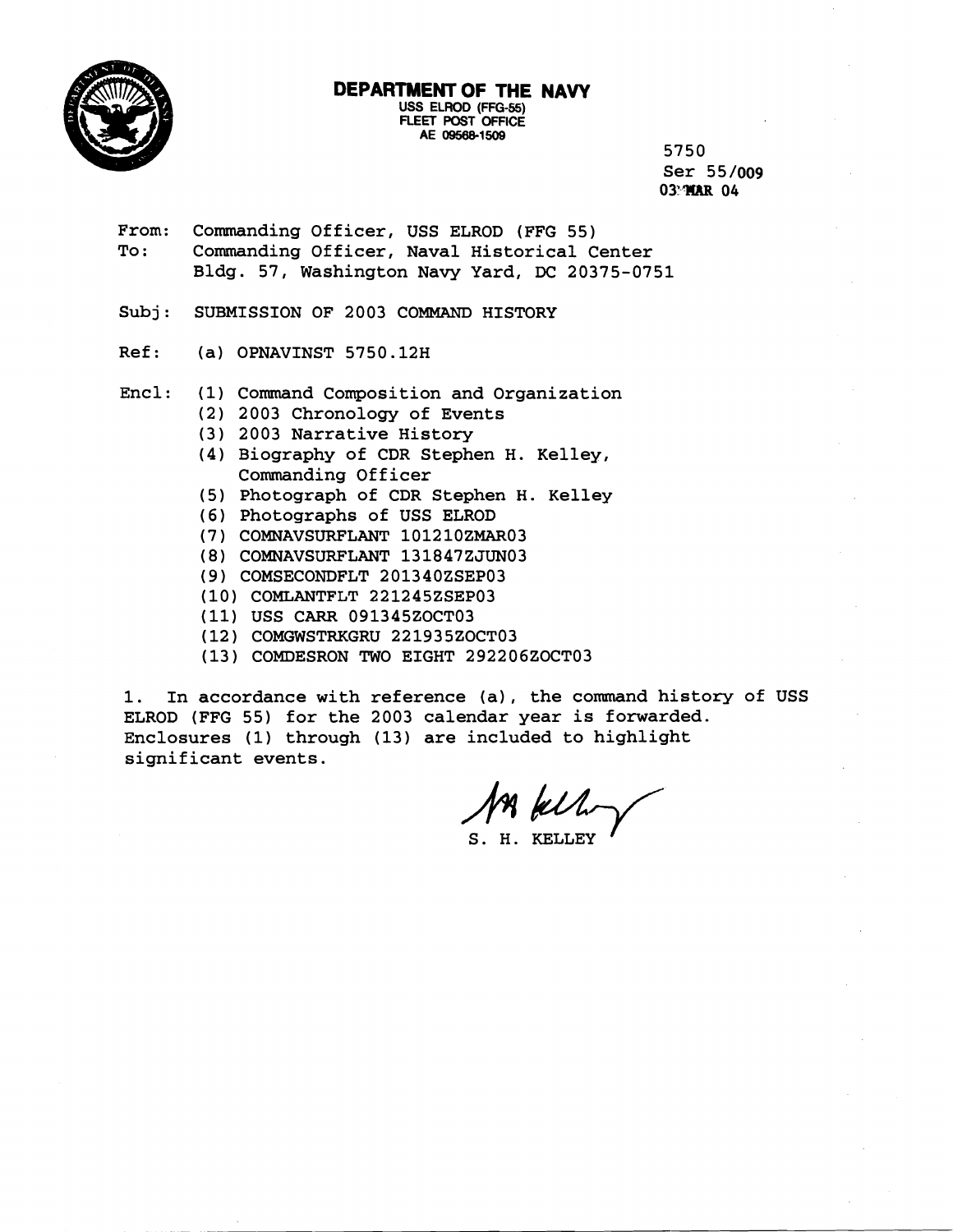**DEPARTMENT OF THE NAVY**
USS ELROD (FFG-55)
FLEET POST OFFICE
AE 09568-1509

5750
Ser 55/009
03 MAR 04

From: Commanding Officer, USS ELROD (FFG 55)
To: Commanding Officer, Naval Historical Center
Bldg. 57, Washington Navy Yard, DC 20375-0751

Subj: SUBMISSION OF 2003 COMMAND HISTORY

Ref: (a) OPNAVINST 5750.12H

Encl: (1) Command Composition and Organization
(2) 2003 Chronology of Events
(3) 2003 Narrative History
(4) Biography of CDR Stephen H. Kelley, Commanding Officer
(5) Photograph of CDR Stephen H. Kelley
(6) Photographs of USS ELROD
(7) COMNAVSURFLANT 101210ZMAR03
(8) COMNAVSURFLANT 131847ZJUN03
(9) COMSECONDFLT 201340ZSEP03
(10) COMLANTFLT 221245ZSEP03
(11) USS CARR 091345ZOCT03
(12) COMGWSTRKGRU 221935ZOCT03
(13) COMDESRON TWO EIGHT 292206ZOCT03

1. In accordance with reference (a), the command history of USS ELROD (FFG 55) for the 2003 calendar year is forwarded. Enclosures (1) through (13) are included to highlight significant events.

S. H. KELLEY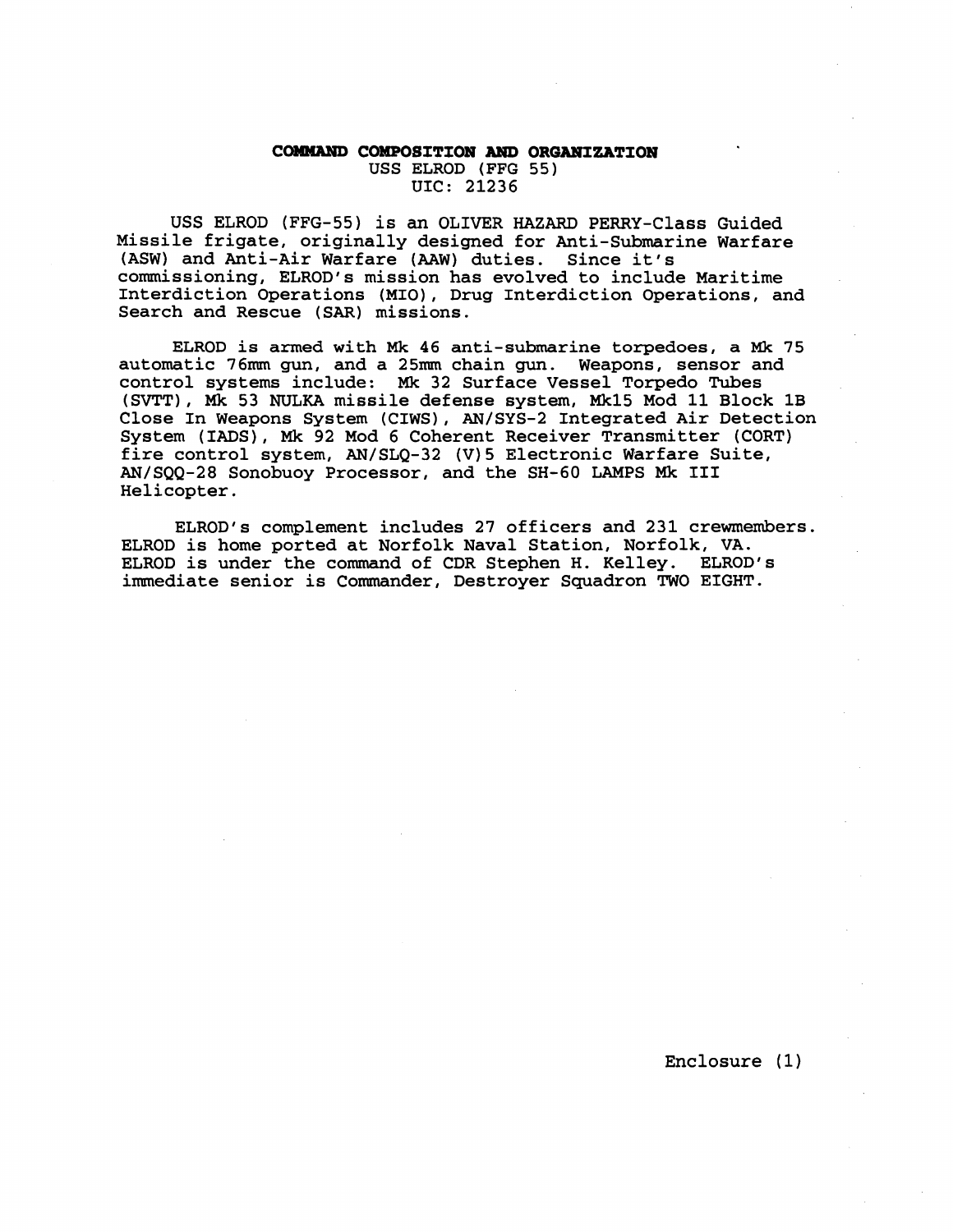**COMMAND COMPOSITION AND ORGANIZATION**
USS ELROD (FFG 55)
UIC: 21236

USS ELROD (FFG-55) is an OLIVER HAZARD PERRY-Class Guided Missile frigate, originally designed for Anti-Submarine Warfare (ASW) and Anti-Air Warfare (AAW) duties. Since it's commissioning, ELROD's mission has evolved to include Maritime Interdiction Operations (MIO), Drug Interdiction Operations, and Search and Rescue (SAR) missions.

ELROD is armed with Mk 46 anti-submarine torpedoes, a Mk 75 automatic 76mm gun, and a 25mm chain gun. Weapons, sensor and control systems include: Mk 32 Surface Vessel Torpedo Tubes (SVTT), Mk 53 NULKA missile defense system, Mk15 Mod 11 Block 1B Close In Weapons System (CIWS), AN/SYS-2 Integrated Air Detection System (IADS), Mk 92 Mod 6 Coherent Receiver Transmitter (CORT) fire control system, AN/SLQ-32 (V)5 Electronic Warfare Suite, AN/SQQ-28 Sonobuoy Processor, and the SH-60 LAMPS Mk III Helicopter.

ELROD's complement includes 27 officers and 231 crewmembers. ELROD is home ported at Norfolk Naval Station, Norfolk, VA. ELROD is under the command of CDR Stephen H. Kelley. ELROD's immediate senior is Commander, Destroyer Squadron TWO EIGHT.

Enclosure (1)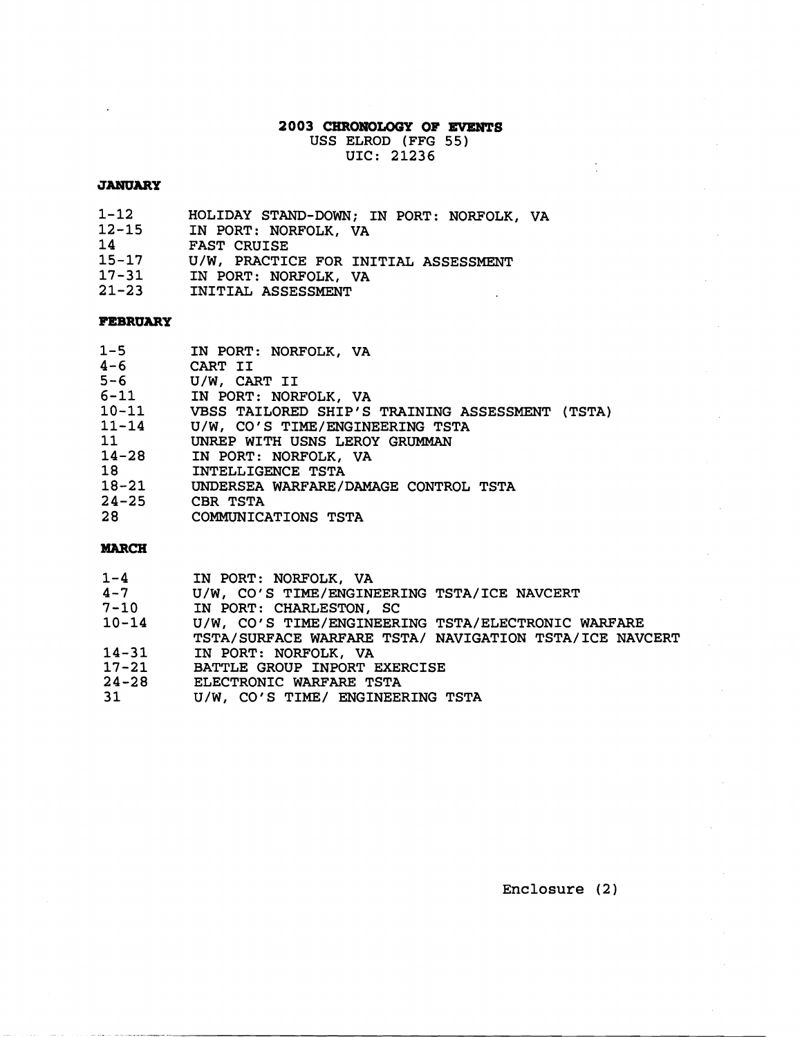# 2003 CHRONOLOGY OF EVENTS

USS ELROD (FFG 55)
UIC: 21236

## JANUARY

| | |
|---|---|
| 1-12 | HOLIDAY STAND-DOWN; IN PORT: NORFOLK, VA |
| 12-15 | IN PORT: NORFOLK, VA |
| 14 | FAST CRUISE |
| 15-17 | U/W, PRACTICE FOR INITIAL ASSESSMENT |
| 17-31 | IN PORT: NORFOLK, VA |
| 21-23 | INITIAL ASSESSMENT |

## FEBRUARY

| | |
|---|---|
| 1-5 | IN PORT: NORFOLK, VA |
| 4-6 | CART II |
| 5-6 | U/W, CART II |
| 6-11 | IN PORT: NORFOLK, VA |
| 10-11 | VBSS TAILORED SHIP'S TRAINING ASSESSMENT (TSTA) |
| 11-14 | U/W, CO'S TIME/ENGINEERING TSTA |
| 11 | UNREP WITH USNS LEROY GRUMMAN |
| 14-28 | IN PORT: NORFOLK, VA |
| 18 | INTELLIGENCE TSTA |
| 18-21 | UNDERSEA WARFARE/DAMAGE CONTROL TSTA |
| 24-25 | CBR TSTA |
| 28 | COMMUNICATIONS TSTA |

## MARCH

| | |
|---|---|
| 1-4 | IN PORT: NORFOLK, VA |
| 4-7 | U/W, CO'S TIME/ENGINEERING TSTA/ICE NAVCERT |
| 7-10 | IN PORT: CHARLESTON, SC |
| 10-14 | U/W, CO'S TIME/ENGINEERING TSTA/ELECTRONIC WARFARE TSTA/SURFACE WARFARE TSTA/ NAVIGATION TSTA/ICE NAVCERT |
| 14-31 | IN PORT: NORFOLK, VA |
| 17-21 | BATTLE GROUP INPORT EXERCISE |
| 24-28 | ELECTRONIC WARFARE TSTA |
| 31 | U/W, CO'S TIME/ ENGINEERING TSTA |

Enclosure (2)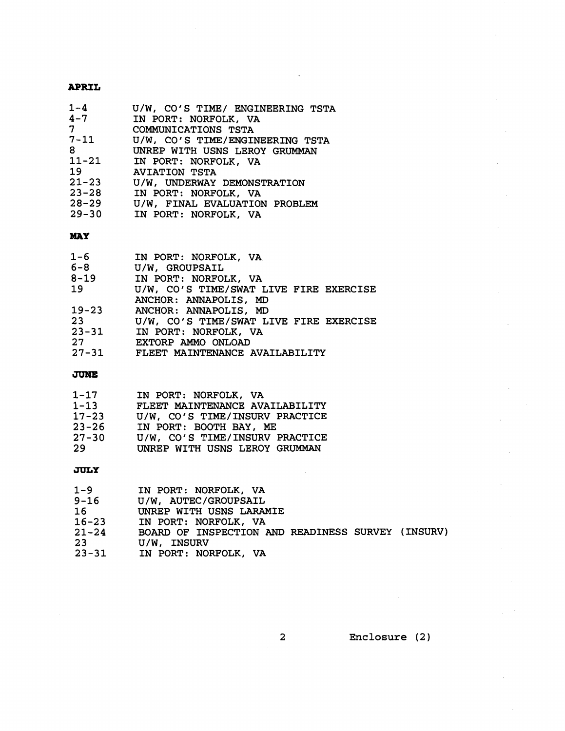**APRIL**

| | |
|---|---|
| 1-4 | U/W, CO'S TIME/ ENGINEERING TSTA |
| 4-7 | IN PORT: NORFOLK, VA |
| 7 | COMMUNICATIONS TSTA |
| 7-11 | U/W, CO'S TIME/ENGINEERING TSTA |
| 8 | UNREP WITH USNS LEROY GRUMMAN |
| 11-21 | IN PORT: NORFOLK, VA |
| 19 | AVIATION TSTA |
| 21-23 | U/W, UNDERWAY DEMONSTRATION |
| 23-28 | IN PORT: NORFOLK, VA |
| 28-29 | U/W, FINAL EVALUATION PROBLEM |
| 29-30 | IN PORT: NORFOLK, VA |

**MAY**

| | |
|---|---|
| 1-6 | IN PORT: NORFOLK, VA |
| 6-8 | U/W, GROUPSAIL |
| 8-19 | IN PORT: NORFOLK, VA |
| 19 | U/W, CO'S TIME/SWAT LIVE FIRE EXERCISE<br>ANCHOR: ANNAPOLIS, MD |
| 19-23 | ANCHOR: ANNAPOLIS, MD |
| 23 | U/W, CO'S TIME/SWAT LIVE FIRE EXERCISE |
| 23-31 | IN PORT: NORFOLK, VA |
| 27 | EXTORP AMMO ONLOAD |
| 27-31 | FLEET MAINTENANCE AVAILABILITY |

**JUNE**

| | |
|---|---|
| 1-17 | IN PORT: NORFOLK, VA |
| 1-13 | FLEET MAINTENANCE AVAILABILITY |
| 17-23 | U/W, CO'S TIME/INSURV PRACTICE |
| 23-26 | IN PORT: BOOTH BAY, ME |
| 27-30 | U/W, CO'S TIME/INSURV PRACTICE |
| 29 | UNREP WITH USNS LEROY GRUMMAN |

**JULY**

| | |
|---|---|
| 1-9 | IN PORT: NORFOLK, VA |
| 9-16 | U/W, AUTEC/GROUPSAIL |
| 16 | UNREP WITH USNS LARAMIE |
| 16-23 | IN PORT: NORFOLK, VA |
| 21-24 | BOARD OF INSPECTION AND READINESS SURVEY (INSURV) |
| 23 | U/W, INSURV |
| 23-31 | IN PORT: NORFOLK, VA |

Enclosure (2)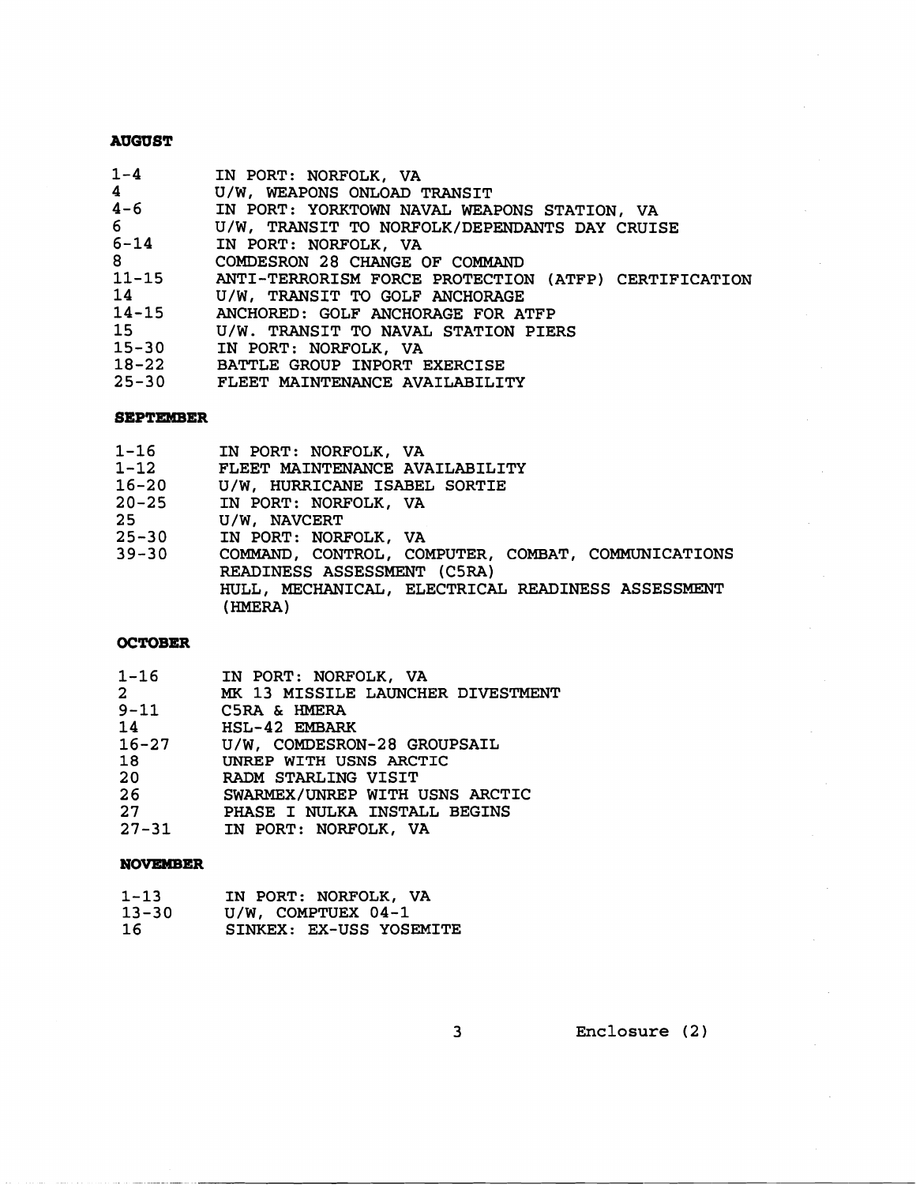**AUGUST**

| | |
|---|---|
| 1-4 | IN PORT: NORFOLK, VA |
| 4 | U/W, WEAPONS ONLOAD TRANSIT |
| 4-6 | IN PORT: YORKTOWN NAVAL WEAPONS STATION, VA |
| 6 | U/W, TRANSIT TO NORFOLK/DEPENDANTS DAY CRUISE |
| 6-14 | IN PORT: NORFOLK, VA |
| 8 | COMDESRON 28 CHANGE OF COMMAND |
| 11-15 | ANTI-TERRORISM FORCE PROTECTION (ATFP) CERTIFICATION |
| 14 | U/W, TRANSIT TO GOLF ANCHORAGE |
| 14-15 | ANCHORED: GOLF ANCHORAGE FOR ATFP |
| 15 | U/W. TRANSIT TO NAVAL STATION PIERS |
| 15-30 | IN PORT: NORFOLK, VA |
| 18-22 | BATTLE GROUP INPORT EXERCISE |
| 25-30 | FLEET MAINTENANCE AVAILABILITY |

**SEPTEMBER**

| | |
|---|---|
| 1-16 | IN PORT: NORFOLK, VA |
| 1-12 | FLEET MAINTENANCE AVAILABILITY |
| 16-20 | U/W, HURRICANE ISABEL SORTIE |
| 20-25 | IN PORT: NORFOLK, VA |
| 25 | U/W, NAVCERT |
| 25-30 | IN PORT: NORFOLK, VA |
| 39-30 | COMMAND, CONTROL, COMPUTER, COMBAT, COMMUNICATIONS READINESS ASSESSMENT (C5RA)<br>HULL, MECHANICAL, ELECTRICAL READINESS ASSESSMENT (HMERA) |

**OCTOBER**

| | |
|---|---|
| 1-16 | IN PORT: NORFOLK, VA |
| 2 | MK 13 MISSILE LAUNCHER DIVESTMENT |
| 9-11 | C5RA & HMERA |
| 14 | HSL-42 EMBARK |
| 16-27 | U/W, COMDESRON-28 GROUPSAIL |
| 18 | UNREP WITH USNS ARCTIC |
| 20 | RADM STARLING VISIT |
| 26 | SWARMEX/UNREP WITH USNS ARCTIC |
| 27 | PHASE I NULKA INSTALL BEGINS |
| 27-31 | IN PORT: NORFOLK, VA |

**NOVEMBER**

| | |
|---|---|
| 1-13 | IN PORT: NORFOLK, VA |
| 13-30 | U/W, COMPTUEX 04-1 |
| 16 | SINKEX: EX-USS YOSEMITE |

Enclosure (2)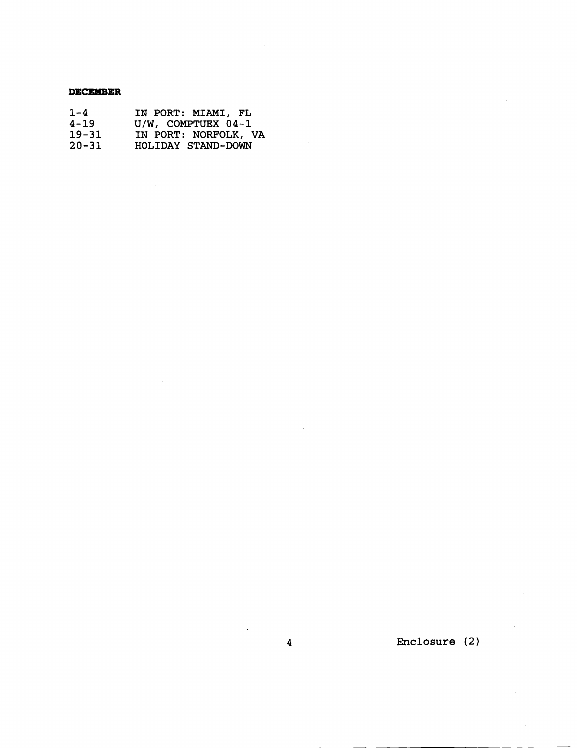**DECEMBER**

| | |
|---|---|
| 1-4 | IN PORT: MIAMI, FL |
| 4-19 | U/W, COMPTUEX 04-1 |
| 19-31 | IN PORT: NORFOLK, VA |
| 20-31 | HOLIDAY STAND-DOWN |

Enclosure (2)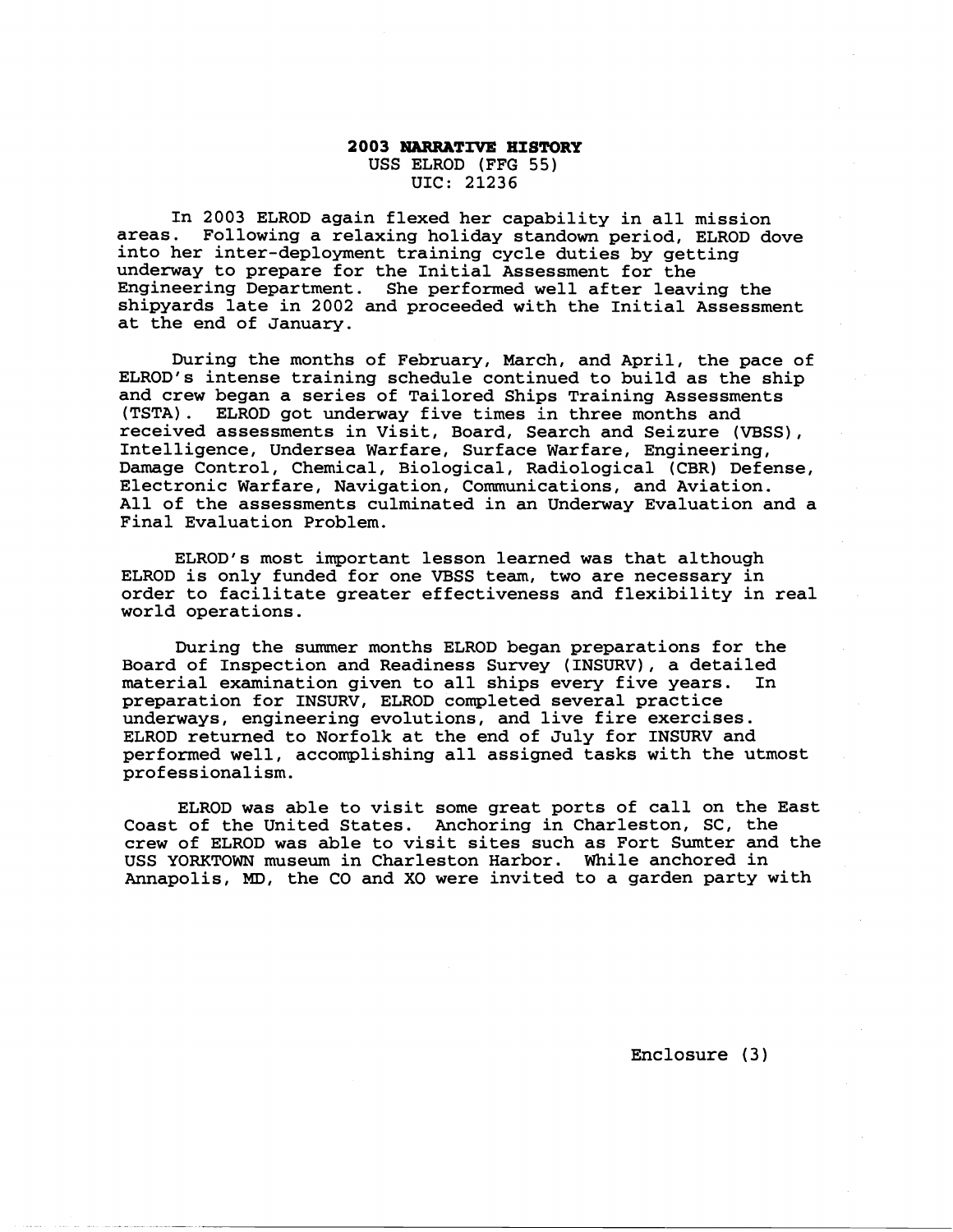# 2003 NARRATIVE HISTORY

USS ELROD (FFG 55)
UIC: 21236

In 2003 ELROD again flexed her capability in all mission areas. Following a relaxing holiday standown period, ELROD dove into her inter-deployment training cycle duties by getting underway to prepare for the Initial Assessment for the Engineering Department. She performed well after leaving the shipyards late in 2002 and proceeded with the Initial Assessment at the end of January.

During the months of February, March, and April, the pace of ELROD's intense training schedule continued to build as the ship and crew began a series of Tailored Ships Training Assessments (TSTA). ELROD got underway five times in three months and received assessments in Visit, Board, Search and Seizure (VBSS), Intelligence, Undersea Warfare, Surface Warfare, Engineering, Damage Control, Chemical, Biological, Radiological (CBR) Defense, Electronic Warfare, Navigation, Communications, and Aviation. All of the assessments culminated in an Underway Evaluation and a Final Evaluation Problem.

ELROD's most important lesson learned was that although ELROD is only funded for one VBSS team, two are necessary in order to facilitate greater effectiveness and flexibility in real world operations.

During the summer months ELROD began preparations for the Board of Inspection and Readiness Survey (INSURV), a detailed material examination given to all ships every five years. In preparation for INSURV, ELROD completed several practice underways, engineering evolutions, and live fire exercises. ELROD returned to Norfolk at the end of July for INSURV and performed well, accomplishing all assigned tasks with the utmost professionalism.

ELROD was able to visit some great ports of call on the East Coast of the United States. Anchoring in Charleston, SC, the crew of ELROD was able to visit sites such as Fort Sumter and the USS YORKTOWN museum in Charleston Harbor. While anchored in Annapolis, MD, the CO and XO were invited to a garden party with

Enclosure (3)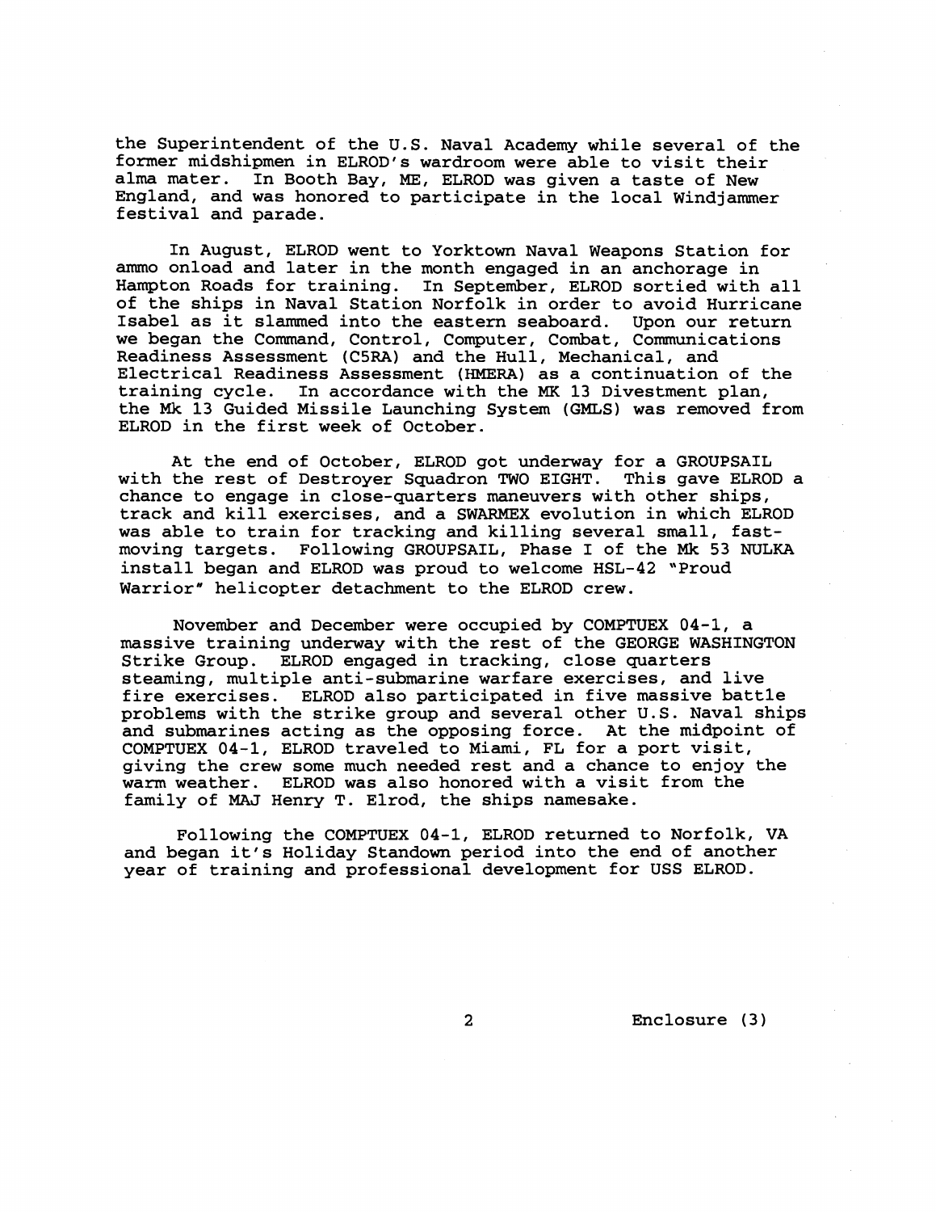the Superintendent of the U.S. Naval Academy while several of the former midshipmen in ELROD's wardroom were able to visit their alma mater. In Booth Bay, ME, ELROD was given a taste of New England, and was honored to participate in the local Windjammer festival and parade.

In August, ELROD went to Yorktown Naval Weapons Station for ammo onload and later in the month engaged in an anchorage in Hampton Roads for training. In September, ELROD sortied with all of the ships in Naval Station Norfolk in order to avoid Hurricane Isabel as it slammed into the eastern seaboard. Upon our return we began the Command, Control, Computer, Combat, Communications Readiness Assessment (C5RA) and the Hull, Mechanical, and Electrical Readiness Assessment (HMERA) as a continuation of the training cycle. In accordance with the MK 13 Divestment plan, the Mk 13 Guided Missile Launching System (GMLS) was removed from ELROD in the first week of October.

At the end of October, ELROD got underway for a GROUPSAIL with the rest of Destroyer Squadron TWO EIGHT. This gave ELROD a chance to engage in close-quarters maneuvers with other ships, track and kill exercises, and a SWARMEX evolution in which ELROD was able to train for tracking and killing several small, fast-moving targets. Following GROUPSAIL, Phase I of the Mk 53 NULKA install began and ELROD was proud to welcome HSL-42 "Proud Warrior" helicopter detachment to the ELROD crew.

November and December were occupied by COMPTUEX 04-1, a massive training underway with the rest of the GEORGE WASHINGTON Strike Group. ELROD engaged in tracking, close quarters steaming, multiple anti-submarine warfare exercises, and live fire exercises. ELROD also participated in five massive battle problems with the strike group and several other U.S. Naval ships and submarines acting as the opposing force. At the midpoint of COMPTUEX 04-1, ELROD traveled to Miami, FL for a port visit, giving the crew some much needed rest and a chance to enjoy the warm weather. ELROD was also honored with a visit from the family of MAJ Henry T. Elrod, the ships namesake.

Following the COMPTUEX 04-1, ELROD returned to Norfolk, VA and began it's Holiday Standown period into the end of another year of training and professional development for USS ELROD.

Enclosure (3)